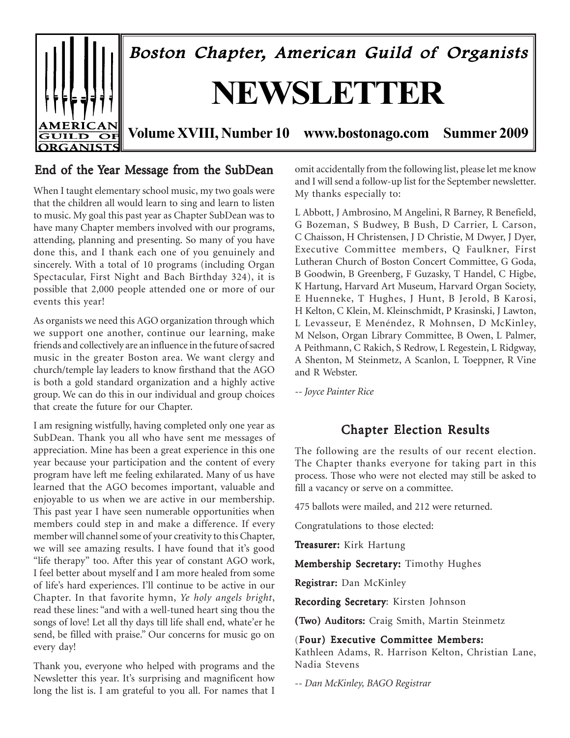# Boston Chapter, American Guild of Organists

# NEWSLETTER

**Volume XVIII, Number 10 www.bostonago.com Summer 2009**

## End of the Year Message from the SubDean

When I taught elementary school music, my two goals were that the children all would learn to sing and learn to listen to music. My goal this past year as Chapter SubDean was to have many Chapter members involved with our programs, attending, planning and presenting. So many of you have done this, and I thank each one of you genuinely and sincerely. With a total of 10 programs (including Organ Spectacular, First Night and Bach Birthday 324), it is possible that 2,000 people attended one or more of our events this year!

As organists we need this AGO organization through which we support one another, continue our learning, make friends and collectively are an influence in the future of sacred music in the greater Boston area. We want clergy and church/temple lay leaders to know firsthand that the AGO is both a gold standard organization and a highly active group. We can do this in our individual and group choices that create the future for our Chapter.

I am resigning wistfully, having completed only one year as SubDean. Thank you all who have sent me messages of appreciation. Mine has been a great experience in this one year because your participation and the content of every program have left me feeling exhilarated. Many of us have learned that the AGO becomes important, valuable and enjoyable to us when we are active in our membership. This past year I have seen numerable opportunities when members could step in and make a difference. If every member will channel some of your creativity to this Chapter, we will see amazing results. I have found that it's good "life therapy" too. After this year of constant AGO work, I feel better about myself and I am more healed from some of life's hard experiences. I'll continue to be active in our Chapter. In that favorite hymn, *Ye holy angels bright*, read these lines: "and with a well-tuned heart sing thou the songs of love! Let all thy days till life shall end, whate'er he send, be filled with praise." Our concerns for music go on every day!

Thank you, everyone who helped with programs and the Newsletter this year. It's surprising and magnificent how long the list is. I am grateful to you all. For names that I omit accidentally from the following list, please let me know and I will send a follow-up list for the September newsletter. My thanks especially to:

L Abbott, J Ambrosino, M Angelini, R Barney, R Benefield, G Bozeman, S Budwey, B Bush, D Carrier, L Carson, C Chaisson, H Christensen, J D Christie, M Dwyer, J Dyer, Executive Committee members, Q Faulkner, First Lutheran Church of Boston Concert Committee, G Goda, B Goodwin, B Greenberg, F Guzasky, T Handel, C Higbe, K Hartung, Harvard Art Museum, Harvard Organ Society, E Huenneke, T Hughes, J Hunt, B Jerold, B Karosi, H Kelton, C Klein, M. Kleinschmidt, P Krasinski, J Lawton, L Levasseur, E Menéndez, R Mohnsen, D McKinley, M Nelson, Organ Library Committee, B Owen, L Palmer, A Peithmann, C Rakich, S Redrow, L Regestein, L Ridgway, A Shenton, M Steinmetz, A Scanlon, L Toeppner, R Vine and R Webster.

*-- Joyce Painter Rice*

## Chapter Election Results

The following are the results of our recent election. The Chapter thanks everyone for taking part in this process. Those who were not elected may still be asked to fill a vacancy or serve on a committee.

475 ballots were mailed, and 212 were returned.

Congratulations to those elected:

**Treasurer:** Kirk Hartung

**Membership Secretary:** Timothy Hughes

**Registrar:** Dan McKinley

**Recording Secretary**: Kirsten Johnson

**(Two) Auditors:** Craig Smith, Martin Steinmetz

(**Four) Executive Committee Members:**
Kathleen Adams, R. Harrison Kelton, Christian Lane, Nadia Stevens

*-- Dan McKinley, BAGO Registrar*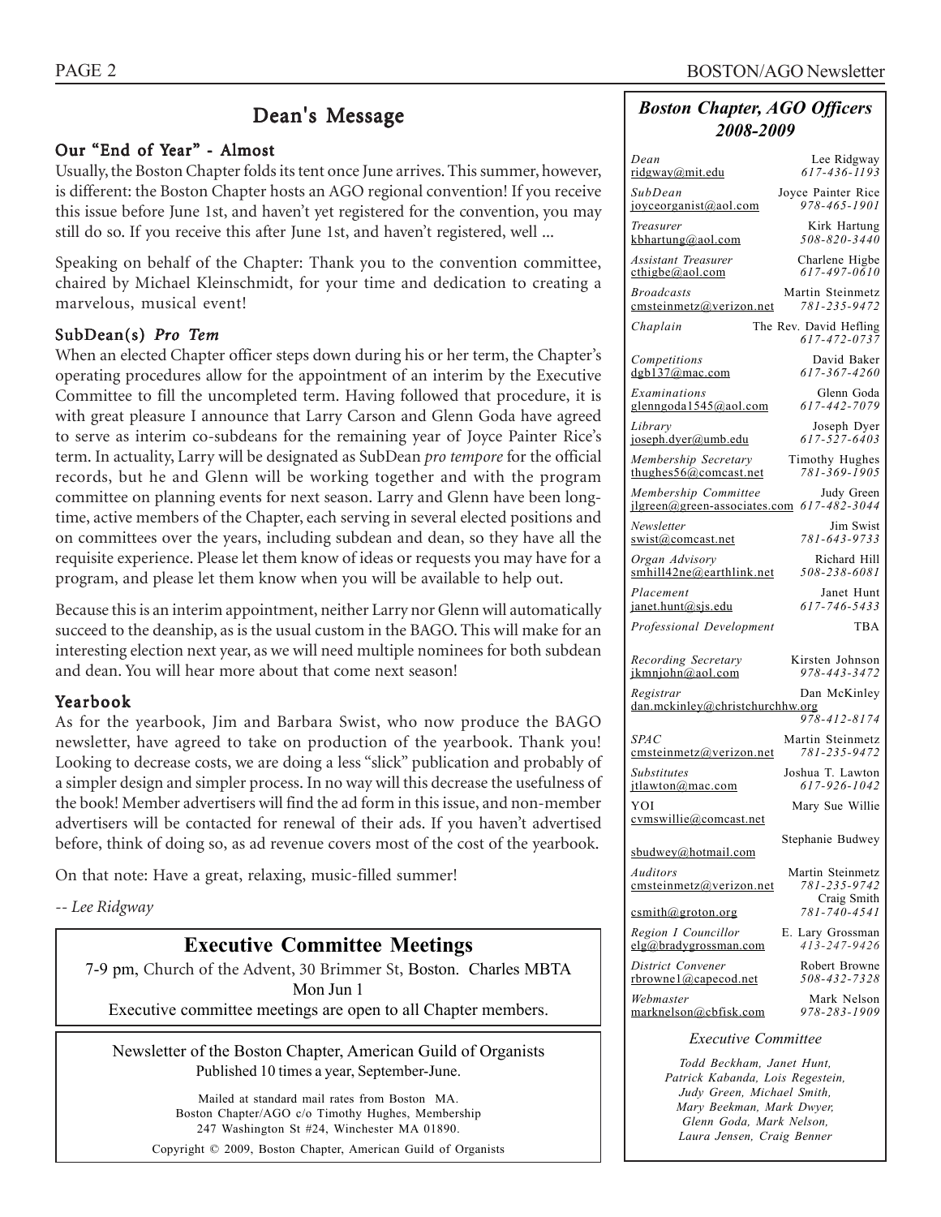# Dean's Message

### Our "End of Year" - Almost

Usually, the Boston Chapter folds its tent once June arrives. This summer, however, is different: the Boston Chapter hosts an AGO regional convention! If you receive this issue before June 1st, and haven't yet registered for the convention, you may still do so. If you receive this after June 1st, and haven't registered, well ...

Speaking on behalf of the Chapter: Thank you to the convention committee, chaired by Michael Kleinschmidt, for your time and dedication to creating a marvelous, musical event!

### SubDean(s) *Pro Tem*

When an elected Chapter officer steps down during his or her term, the Chapter's operating procedures allow for the appointment of an interim by the Executive Committee to fill the uncompleted term. Having followed that procedure, it is with great pleasure I announce that Larry Carson and Glenn Goda have agreed to serve as interim co-subdeans for the remaining year of Joyce Painter Rice's term. In actuality, Larry will be designated as SubDean *pro tempore* for the official records, but he and Glenn will be working together and with the program committee on planning events for next season. Larry and Glenn have been long-time, active members of the Chapter, each serving in several elected positions and on committees over the years, including subdean and dean, so they have all the requisite experience. Please let them know of ideas or requests you may have for a program, and please let them know when you will be available to help out.

Because this is an interim appointment, neither Larry nor Glenn will automatically succeed to the deanship, as is the usual custom in the BAGO. This will make for an interesting election next year, as we will need multiple nominees for both subdean and dean. You will hear more about that come next season!

### Yearbook

As for the yearbook, Jim and Barbara Swist, who now produce the BAGO newsletter, have agreed to take on production of the yearbook. Thank you! Looking to decrease costs, we are doing a less "slick" publication and probably of a simpler design and simpler process. In no way will this decrease the usefulness of the book! Member advertisers will find the ad form in this issue, and non-member advertisers will be contacted for renewal of their ads. If you haven't advertised before, think of doing so, as ad revenue covers most of the cost of the yearbook.

On that note: Have a great, relaxing, music-filled summer!

*-- Lee Ridgway*

## Executive Committee Meetings

7-9 pm, Church of the Advent, 30 Brimmer St, Boston. Charles MBTA
Mon Jun 1
Executive committee meetings are open to all Chapter members.

Newsletter of the Boston Chapter, American Guild of Organists
Published 10 times a year, September-June.

Mailed at standard mail rates from Boston MA.
Boston Chapter/AGO c/o Timothy Hughes, Membership
247 Washington St #24, Winchester MA 01890.

Copyright © 2009, Boston Chapter, American Guild of Organists

## *Boston Chapter, AGO Officers 2008-2009*

| | | |
|---|---|---|
| *Dean* | Lee Ridgway | ridgway@mit.edu | 
| | *617-436-1193* | |
| *SubDean* | Joyce Painter Rice | joyceorganist@aol.com |
| | *978-465-1901* | |
| *Treasurer* | Kirk Hartung | kbhartung@aol.com |
| | *508-820-3440* | |
| *Assistant Treasurer* | Charlene Higbe | cthigbe@aol.com |
| | *617-497-0610* | |
| *Broadcasts* | Martin Steinmetz | cmsteinmetz@verizon.net |
| | *781-235-9472* | |
| *Chaplain* | The Rev. David Hefling | |
| | *617-472-0737* | |
| *Competitions* | David Baker | dgb137@mac.com |
| | *617-367-4260* | |
| *Examinations* | Glenn Goda | glenngoda1545@aol.com |
| | *617-442-7079* | |
| *Library* | Joseph Dyer | joseph.dyer@umb.edu |
| | *617-527-6403* | |
| *Membership Secretary* | Timothy Hughes | thughes56@comcast.net |
| | *781-369-1905* | |
| *Membership Committee* | Judy Green | jlgreen@green-associates.com |
| | *617-482-3044* | |
| *Newsletter* | Jim Swist | swist@comcast.net |
| | *781-643-9733* | |
| *Organ Advisory* | Richard Hill | smhill42ne@earthlink.net |
| | *508-238-6081* | |
| *Placement* | Janet Hunt | janet.hunt@sjs.edu |
| | *617-746-5433* | |
| *Professional Development* | TBA | |
| *Recording Secretary* | Kirsten Johnson | jkmnjohn@aol.com |
| | *978-443-3472* | |
| *Registrar* | Dan McKinley | dan.mckinley@christchurchhw.org |
| | *978-412-8174* | |
| *SPAC* | Martin Steinmetz | cmsteinmetz@verizon.net |
| | *781-235-9472* | |
| *Substitutes* | Joshua T. Lawton | jtlawton@mac.com |
| | *617-926-1042* | |
| YOI | Mary Sue Willie | cvmswillie@comcast.net |
| | Stephanie Budwey | sbudwey@hotmail.com |
| *Auditors* | Martin Steinmetz | cmsteinmetz@verizon.net |
| | *781-235-9742* | |
| | Craig Smith | csmith@groton.org |
| | *781-740-4541* | |
| *Region I Councillor* | E. Lary Grossman | elg@bradygrossman.com |
| | *413-247-9426* | |
| *District Convener* | Robert Browne | rbrowne1@capecod.net |
| | *508-432-7328* | |
| *Webmaster* | Mark Nelson | marknelson@cbfisk.com |
| | *978-283-1909* | |

### *Executive Committee*

*Todd Beckham, Janet Hunt, Patrick Kabanda, Lois Regestein, Judy Green, Michael Smith, Mary Beekman, Mark Dwyer, Glenn Goda, Mark Nelson, Laura Jensen, Craig Benner*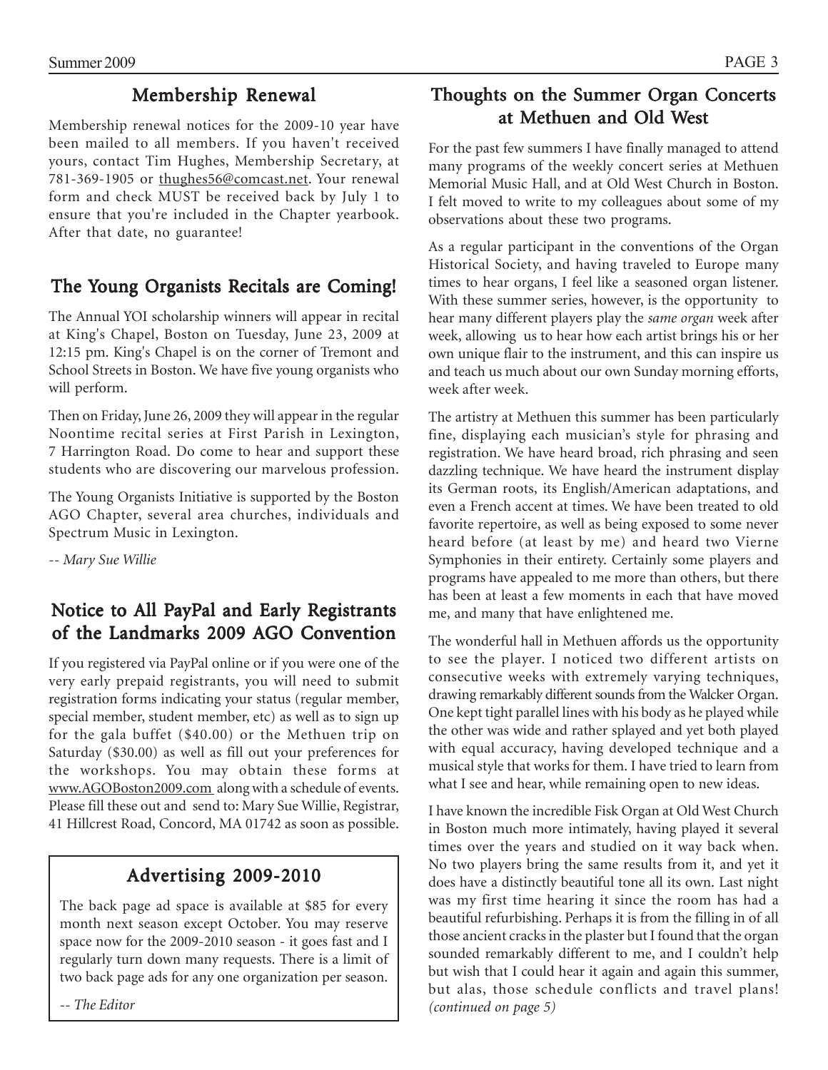## Membership Renewal

Membership renewal notices for the 2009-10 year have been mailed to all members. If you haven't received yours, contact Tim Hughes, Membership Secretary, at 781-369-1905 or thughes56@comcast.net. Your renewal form and check MUST be received back by July 1 to ensure that you're included in the Chapter yearbook. After that date, no guarantee!

## The Young Organists Recitals are Coming!

The Annual YOI scholarship winners will appear in recital at King's Chapel, Boston on Tuesday, June 23, 2009 at 12:15 pm. King's Chapel is on the corner of Tremont and School Streets in Boston. We have five young organists who will perform.

Then on Friday, June 26, 2009 they will appear in the regular Noontime recital series at First Parish in Lexington, 7 Harrington Road. Do come to hear and support these students who are discovering our marvelous profession.

The Young Organists Initiative is supported by the Boston AGO Chapter, several area churches, individuals and Spectrum Music in Lexington.

*-- Mary Sue Willie*

## Notice to All PayPal and Early Registrants of the Landmarks 2009 AGO Convention

If you registered via PayPal online or if you were one of the very early prepaid registrants, you will need to submit registration forms indicating your status (regular member, special member, student member, etc) as well as to sign up for the gala buffet ($40.00) or the Methuen trip on Saturday ($30.00) as well as fill out your preferences for the workshops. You may obtain these forms at www.AGOBoston2009.com along with a schedule of events. Please fill these out and send to: Mary Sue Willie, Registrar, 41 Hillcrest Road, Concord, MA 01742 as soon as possible.

## Advertising 2009-2010

The back page ad space is available at $85 for every month next season except October. You may reserve space now for the 2009-2010 season - it goes fast and I regularly turn down many requests. There is a limit of two back page ads for any one organization per season.

*-- The Editor*

## Thoughts on the Summer Organ Concerts at Methuen and Old West

For the past few summers I have finally managed to attend many programs of the weekly concert series at Methuen Memorial Music Hall, and at Old West Church in Boston. I felt moved to write to my colleagues about some of my observations about these two programs.

As a regular participant in the conventions of the Organ Historical Society, and having traveled to Europe many times to hear organs, I feel like a seasoned organ listener. With these summer series, however, is the opportunity to hear many different players play the *same organ* week after week, allowing us to hear how each artist brings his or her own unique flair to the instrument, and this can inspire us and teach us much about our own Sunday morning efforts, week after week.

The artistry at Methuen this summer has been particularly fine, displaying each musician's style for phrasing and registration. We have heard broad, rich phrasing and seen dazzling technique. We have heard the instrument display its German roots, its English/American adaptations, and even a French accent at times. We have been treated to old favorite repertoire, as well as being exposed to some never heard before (at least by me) and heard two Vierne Symphonies in their entirety. Certainly some players and programs have appealed to me more than others, but there has been at least a few moments in each that have moved me, and many that have enlightened me.

The wonderful hall in Methuen affords us the opportunity to see the player. I noticed two different artists on consecutive weeks with extremely varying techniques, drawing remarkably different sounds from the Walcker Organ. One kept tight parallel lines with his body as he played while the other was wide and rather splayed and yet both played with equal accuracy, having developed technique and a musical style that works for them. I have tried to learn from what I see and hear, while remaining open to new ideas.

I have known the incredible Fisk Organ at Old West Church in Boston much more intimately, having played it several times over the years and studied on it way back when. No two players bring the same results from it, and yet it does have a distinctly beautiful tone all its own. Last night was my first time hearing it since the room has had a beautiful refurbishing. Perhaps it is from the filling in of all those ancient cracks in the plaster but I found that the organ sounded remarkably different to me, and I couldn't help but wish that I could hear it again and again this summer, but alas, those schedule conflicts and travel plans! *(continued on page 5)*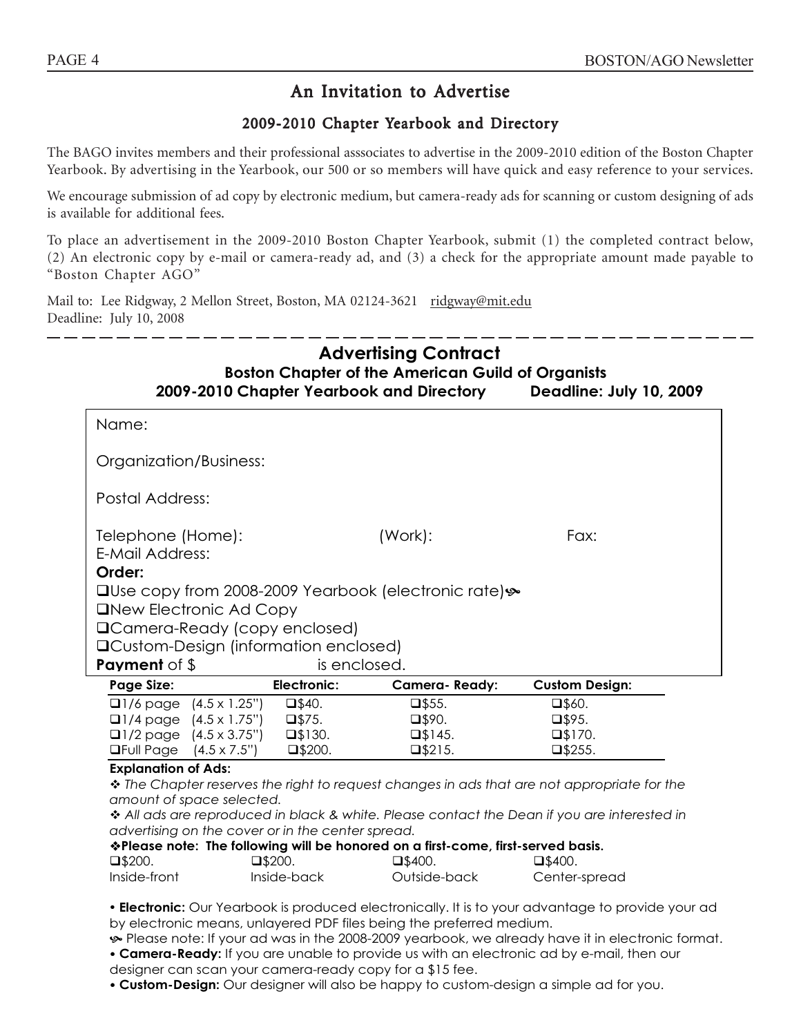# An Invitation to Advertise

## 2009-2010 Chapter Yearbook and Directory

The BAGO invites members and their professional asssociates to advertise in the 2009-2010 edition of the Boston Chapter Yearbook. By advertising in the Yearbook, our 500 or so members will have quick and easy reference to your services.

We encourage submission of ad copy by electronic medium, but camera-ready ads for scanning or custom designing of ads is available for additional fees.

To place an advertisement in the 2009-2010 Boston Chapter Yearbook, submit (1) the completed contract below, (2) An electronic copy by e-mail or camera-ready ad, and (3) a check for the appropriate amount made payable to "Boston Chapter AGO"

Mail to: Lee Ridgway, 2 Mellon Street, Boston, MA 02124-3621 ridgway@mit.edu
Deadline: July 10, 2008

---

## Advertising Contract

### Boston Chapter of the American Guild of Organists

### 2009-2010 Chapter Yearbook and Directory Deadline: July 10, 2009

Name:

Organization/Business:

Postal Address:

Telephone (Home): (Work): Fax:

E-Mail Address:

**Order:**

❑Use copy from 2008-2009 Yearbook (electronic rate)☙

❑New Electronic Ad Copy

❑Camera-Ready (copy enclosed)

❑Custom-Design (information enclosed)

**Payment** of $ is enclosed.

| Page Size: | Electronic: | Camera- Ready: | Custom Design: |
|---|---|---|---|
| ❑1/6 page (4.5 x 1.25") | ❑$40. | ❑$55. | ❑$60. |
| ❑1/4 page (4.5 x 1.75") | ❑$75. | ❑$90. | ❑$95. |
| ❑1/2 page (4.5 x 3.75") | ❑$130. | ❑$145. | ❑$170. |
| ❑Full Page (4.5 x 7.5") | ❑$200. | ❑$215. | ❑$255. |

**Explanation of Ads:**

❖ *The Chapter reserves the right to request changes in ads that are not appropriate for the amount of space selected.*

❖ *All ads are reproduced in black & white. Please contact the Dean if you are interested in advertising on the cover or in the center spread.*

❖**Please note: The following will be honored on a first-come, first-served basis.**

| | | | |
|---|---|---|---|
| ❑$200. | ❑$200. | ❑$400. | ❑$400. |
| Inside-front | Inside-back | Outside-back | Center-spread |

- **Electronic:** Our Yearbook is produced electronically. It is to your advantage to provide your ad by electronic means, unlayered PDF files being the preferred medium.

☙ Please note: If your ad was in the 2008-2009 yearbook, we already have it in electronic format.

- **Camera-Ready:** If you are unable to provide us with an electronic ad by e-mail, then our designer can scan your camera-ready copy for a $15 fee.
- **Custom-Design:** Our designer will also be happy to custom-design a simple ad for you.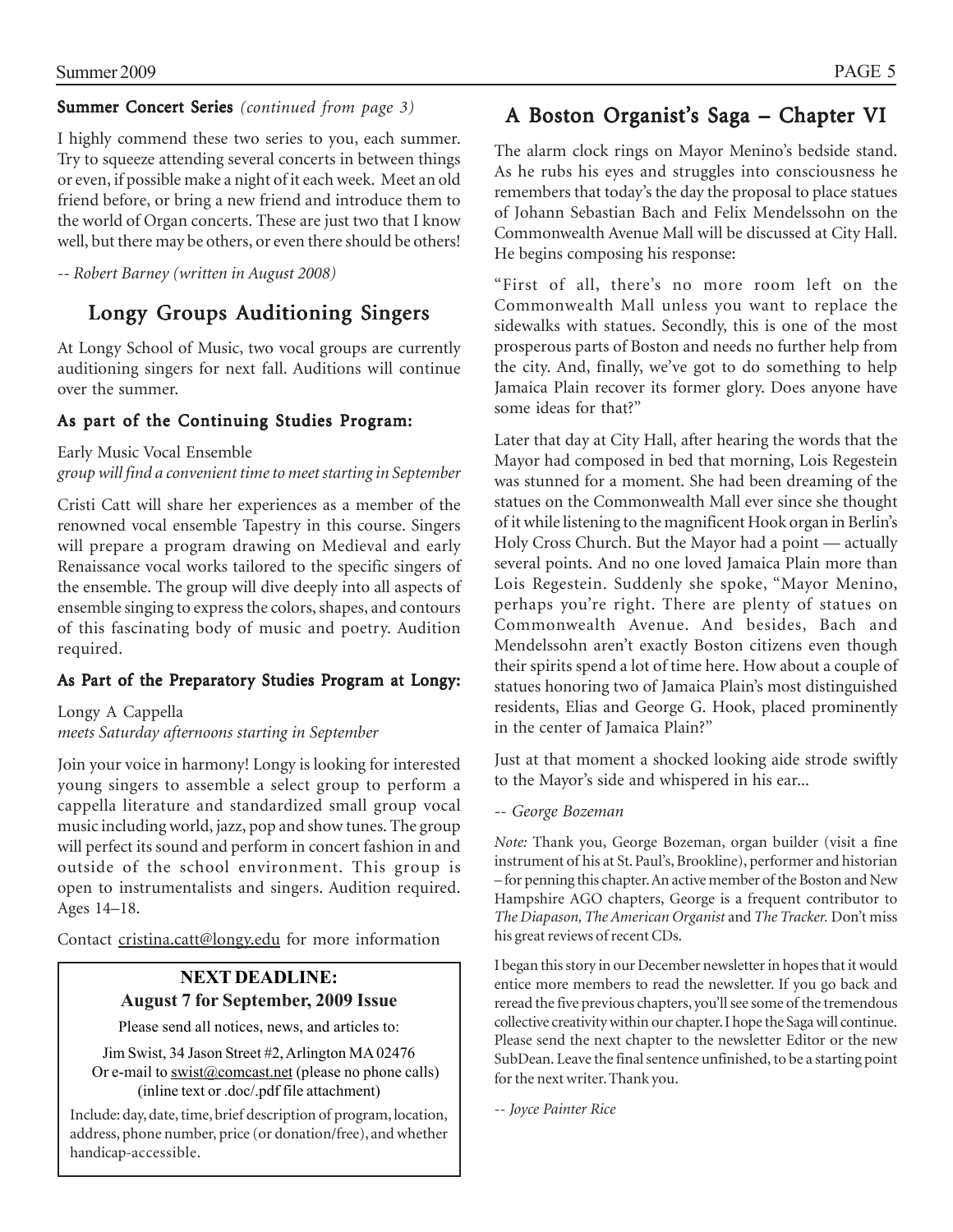**Summer Concert Series** *(continued from page 3)*

I highly commend these two series to you, each summer. Try to squeeze attending several concerts in between things or even, if possible make a night of it each week. Meet an old friend before, or bring a new friend and introduce them to the world of Organ concerts. These are just two that I know well, but there may be others, or even there should be others!

*-- Robert Barney (written in August 2008)*

## Longy Groups Auditioning Singers

At Longy School of Music, two vocal groups are currently auditioning singers for next fall. Auditions will continue over the summer.

### As part of the Continuing Studies Program:

Early Music Vocal Ensemble
*group will find a convenient time to meet starting in September*

Cristi Catt will share her experiences as a member of the renowned vocal ensemble Tapestry in this course. Singers will prepare a program drawing on Medieval and early Renaissance vocal works tailored to the specific singers of the ensemble. The group will dive deeply into all aspects of ensemble singing to express the colors, shapes, and contours of this fascinating body of music and poetry. Audition required.

### As Part of the Preparatory Studies Program at Longy:

Longy A Cappella
*meets Saturday afternoons starting in September*

Join your voice in harmony! Longy is looking for interested young singers to assemble a select group to perform a cappella literature and standardized small group vocal music including world, jazz, pop and show tunes. The group will perfect its sound and perform in concert fashion in and outside of the school environment. This group is open to instrumentalists and singers. Audition required. Ages 14–18.

Contact cristina.catt@longy.edu for more information

**NEXT DEADLINE:**
**August 7 for September, 2009 Issue**

Please send all notices, news, and articles to:

Jim Swist, 34 Jason Street #2, Arlington MA 02476
Or e-mail to swist@comcast.net (please no phone calls)
(inline text or .doc/.pdf file attachment)

Include: day, date, time, brief description of program, location, address, phone number, price (or donation/free), and whether handicap-accessible.

## A Boston Organist's Saga – Chapter VI

The alarm clock rings on Mayor Menino's bedside stand. As he rubs his eyes and struggles into consciousness he remembers that today's the day the proposal to place statues of Johann Sebastian Bach and Felix Mendelssohn on the Commonwealth Avenue Mall will be discussed at City Hall. He begins composing his response:

"First of all, there's no more room left on the Commonwealth Mall unless you want to replace the sidewalks with statues. Secondly, this is one of the most prosperous parts of Boston and needs no further help from the city. And, finally, we've got to do something to help Jamaica Plain recover its former glory. Does anyone have some ideas for that?"

Later that day at City Hall, after hearing the words that the Mayor had composed in bed that morning, Lois Regestein was stunned for a moment. She had been dreaming of the statues on the Commonwealth Mall ever since she thought of it while listening to the magnificent Hook organ in Berlin's Holy Cross Church. But the Mayor had a point — actually several points. And no one loved Jamaica Plain more than Lois Regestein. Suddenly she spoke, "Mayor Menino, perhaps you're right. There are plenty of statues on Commonwealth Avenue. And besides, Bach and Mendelssohn aren't exactly Boston citizens even though their spirits spend a lot of time here. How about a couple of statues honoring two of Jamaica Plain's most distinguished residents, Elias and George G. Hook, placed prominently in the center of Jamaica Plain?"

Just at that moment a shocked looking aide strode swiftly to the Mayor's side and whispered in his ear...

*-- George Bozeman*

*Note:* Thank you, George Bozeman, organ builder (visit a fine instrument of his at St. Paul's, Brookline), performer and historian – for penning this chapter. An active member of the Boston and New Hampshire AGO chapters, George is a frequent contributor to *The Diapason, The American Organist* and *The Tracker.* Don't miss his great reviews of recent CDs.

I began this story in our December newsletter in hopes that it would entice more members to read the newsletter. If you go back and reread the five previous chapters, you'll see some of the tremendous collective creativity within our chapter. I hope the Saga will continue. Please send the next chapter to the newsletter Editor or the new SubDean. Leave the final sentence unfinished, to be a starting point for the next writer. Thank you.

*-- Joyce Painter Rice*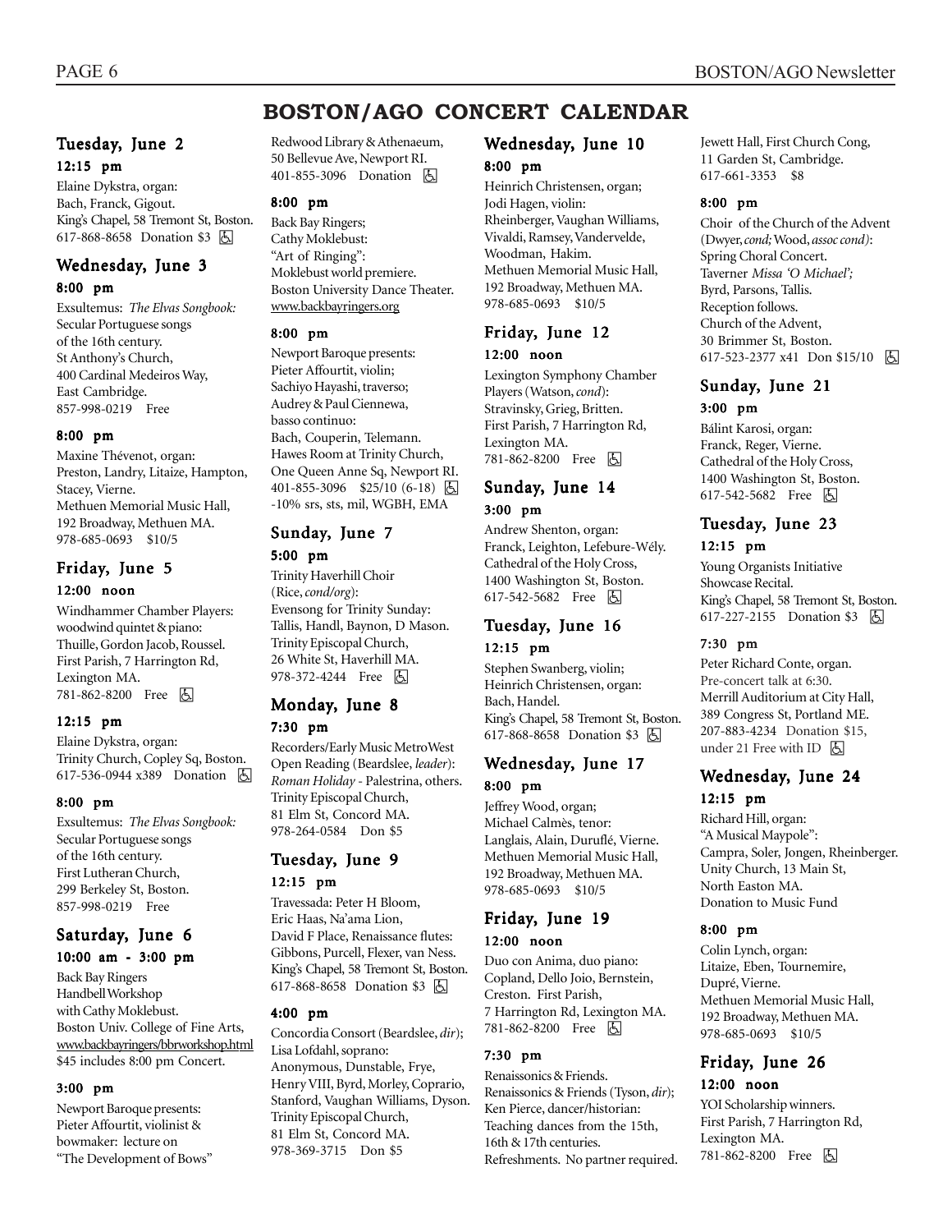# BOSTON/AGO CONCERT CALENDAR

## Tuesday, June 2

### 12:15 pm

Elaine Dykstra, organ:
Bach, Franck, Gigout.
King's Chapel, 58 Tremont St, Boston.
617-868-8658 Donation $3 ♿

## Wednesday, June 3

### 8:00 pm

Exsultemus: *The Elvas Songbook:* Secular Portuguese songs of the 16th century.
St Anthony's Church,
400 Cardinal Medeiros Way,
East Cambridge.
857-998-0219 Free

### 8:00 pm

Maxine Thévenot, organ:
Preston, Landry, Litaize, Hampton, Stacey, Vierne.
Methuen Memorial Music Hall,
192 Broadway, Methuen MA.
978-685-0693 $10/5

## Friday, June 5

### 12:00 noon

Windhammer Chamber Players: woodwind quintet & piano:
Thuille, Gordon Jacob, Roussel.
First Parish, 7 Harrington Rd,
Lexington MA.
781-862-8200 Free ♿

### 12:15 pm

Elaine Dykstra, organ:
Trinity Church, Copley Sq, Boston.
617-536-0944 x389 Donation ♿

### 8:00 pm

Exsultemus: *The Elvas Songbook:* Secular Portuguese songs of the 16th century.
First Lutheran Church,
299 Berkeley St, Boston.
857-998-0219 Free

## Saturday, June 6

### 10:00 am - 3:00 pm

Back Bay Ringers
Handbell Workshop
with Cathy Moklebust.
Boston Univ. College of Fine Arts,
www.backbayringers/bbrworkshop.html
$45 includes 8:00 pm Concert.

### 3:00 pm

Newport Baroque presents:
Pieter Affourtit, violinist & bowmaker: lecture on "The Development of Bows"
Redwood Library & Athenaeum,
50 Bellevue Ave, Newport RI.
401-855-3096 Donation ♿

### 8:00 pm

Back Bay Ringers;
Cathy Moklebust:
"Art of Ringing":
Moklebust world premiere.
Boston University Dance Theater.
www.backbayringers.org

### 8:00 pm

Newport Baroque presents:
Pieter Affourtit, violin;
Sachiyo Hayashi, traverso;
Audrey & Paul Ciennewa, basso continuo:
Bach, Couperin, Telemann.
Hawes Room at Trinity Church,
One Queen Anne Sq, Newport RI.
401-855-3096 $25/10 (6-18) ♿
-10% srs, sts, mil, WGBH, EMA

## Sunday, June 7

### 5:00 pm

Trinity Haverhill Choir (Rice, *cond/org*):
Evensong for Trinity Sunday:
Tallis, Handl, Baynon, D Mason.
Trinity Episcopal Church,
26 White St, Haverhill MA.
978-372-4244 Free ♿

## Monday, June 8

### 7:30 pm

Recorders/Early Music MetroWest Open Reading (Beardslee, *leader*):
*Roman Holiday* - Palestrina, others.
Trinity Episcopal Church,
81 Elm St, Concord MA.
978-264-0584 Don $5

## Tuesday, June 9

### 12:15 pm

Travessada: Peter H Bloom, Eric Haas, Na'ama Lion, David F Place, Renaissance flutes:
Gibbons, Purcell, Flexer, van Ness.
King's Chapel, 58 Tremont St, Boston.
617-868-8658 Donation $3 ♿

### 4:00 pm

Concordia Consort (Beardslee, *dir*);
Lisa Lofdahl, soprano:
Anonymous, Dunstable, Frye, Henry VIII, Byrd, Morley, Coprario, Stanford, Vaughan Williams, Dyson.
Trinity Episcopal Church,
81 Elm St, Concord MA.
978-369-3715 Don $5

## Wednesday, June 10

### 8:00 pm

Heinrich Christensen, organ;
Jodi Hagen, violin:
Rheinberger, Vaughan Williams, Vivaldi, Ramsey, Vandervelde, Woodman, Hakim.
Methuen Memorial Music Hall,
192 Broadway, Methuen MA.
978-685-0693 $10/5

## Friday, June 12

### 12:00 noon

Lexington Symphony Chamber Players (Watson, *cond*):
Stravinsky, Grieg, Britten.
First Parish, 7 Harrington Rd,
Lexington MA.
781-862-8200 Free ♿

## Sunday, June 14

### 3:00 pm

Andrew Shenton, organ:
Franck, Leighton, Lefebure-Wély.
Cathedral of the Holy Cross,
1400 Washington St, Boston.
617-542-5682 Free ♿

## Tuesday, June 16

### 12:15 pm

Stephen Swanberg, violin;
Heinrich Christensen, organ:
Bach, Handel.
King's Chapel, 58 Tremont St, Boston.
617-868-8658 Donation $3 ♿

## Wednesday, June 17

### 8:00 pm

Jeffrey Wood, organ;
Michael Calmès, tenor:
Langlais, Alain, Duruflé, Vierne.
Methuen Memorial Music Hall,
192 Broadway, Methuen MA.
978-685-0693 $10/5

## Friday, June 19

### 12:00 noon

Duo con Anima, duo piano:
Copland, Dello Joio, Bernstein, Creston. First Parish,
7 Harrington Rd, Lexington MA.
781-862-8200 Free ♿

### 7:30 pm

Renaissonics & Friends.
Renaissonics & Friends (Tyson, *dir*);
Ken Pierce, dancer/historian:
Teaching dances from the 15th, 16th & 17th centuries.
Refreshments. No partner required.
Jewett Hall, First Church Cong,
11 Garden St, Cambridge.
617-661-3353 $8

### 8:00 pm

Choir of the Church of the Advent (Dwyer, *cond;* Wood, *assoc cond)*:
Spring Choral Concert.
Taverner *Missa 'O Michael';*
Byrd, Parsons, Tallis.
Reception follows.
Church of the Advent,
30 Brimmer St, Boston.
617-523-2377 x41 Don $15/10 ♿

## Sunday, June 21

### 3:00 pm

Bálint Karosi, organ:
Franck, Reger, Vierne.
Cathedral of the Holy Cross,
1400 Washington St, Boston.
617-542-5682 Free ♿

## Tuesday, June 23

### 12:15 pm

Young Organists Initiative Showcase Recital.
King's Chapel, 58 Tremont St, Boston.
617-227-2155 Donation $3 ♿

### 7:30 pm

Peter Richard Conte, organ.
Pre-concert talk at 6:30.
Merrill Auditorium at City Hall,
389 Congress St, Portland ME.
207-883-4234 Donation $15,
under 21 Free with ID ♿

## Wednesday, June 24

### 12:15 pm

Richard Hill, organ:
"A Musical Maypole":
Campra, Soler, Jongen, Rheinberger.
Unity Church, 13 Main St,
North Easton MA.
Donation to Music Fund

### 8:00 pm

Colin Lynch, organ:
Litaize, Eben, Tournemire, Dupré, Vierne.
Methuen Memorial Music Hall,
192 Broadway, Methuen MA.
978-685-0693 $10/5

## Friday, June 26

### 12:00 noon

YOI Scholarship winners.
First Parish, 7 Harrington Rd,
Lexington MA.
781-862-8200 Free ♿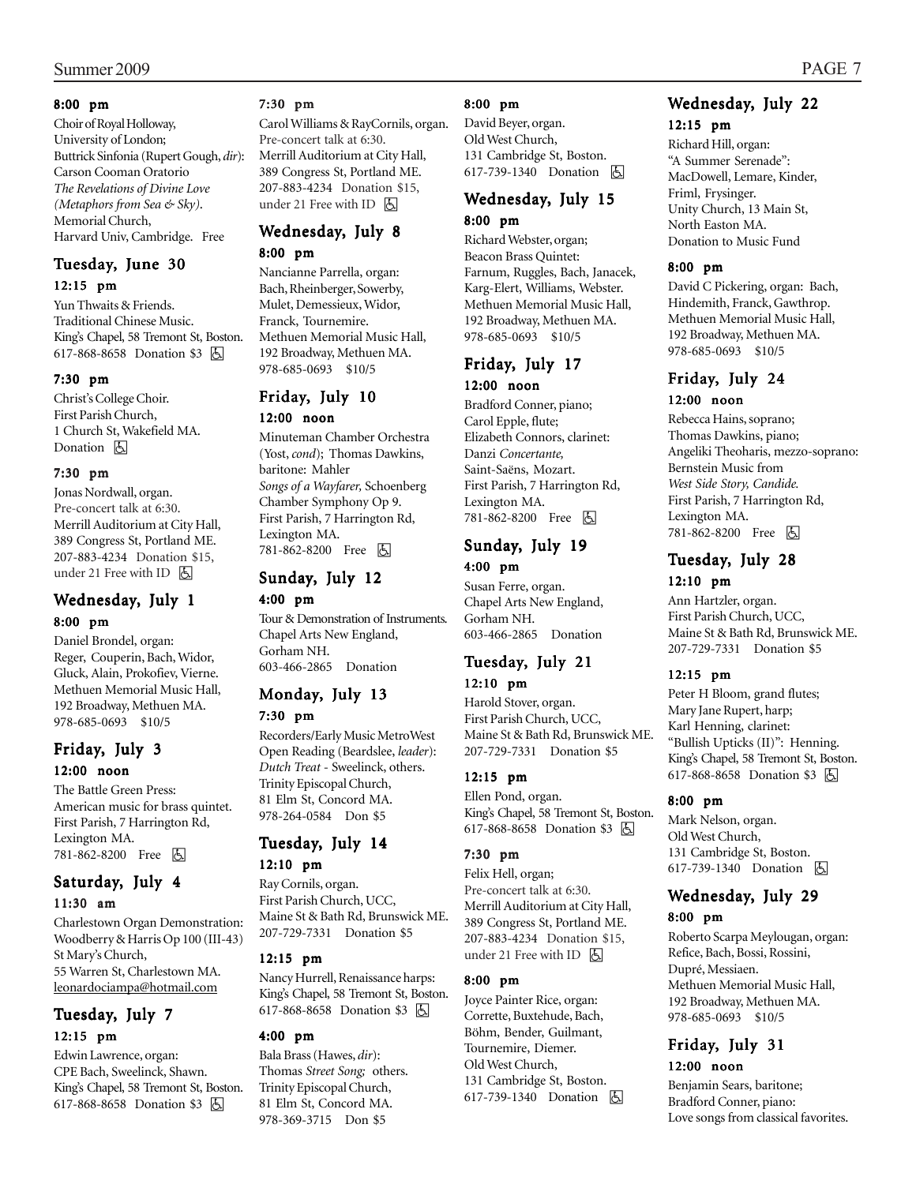**8:00 pm**

Choir of Royal Holloway, University of London; Buttrick Sinfonia (Rupert Gough, *dir*): Carson Cooman Oratorio *The Revelations of Divine Love (Metaphors from Sea & Sky)*. Memorial Church, Harvard Univ, Cambridge. Free

## Tuesday, June 30

**12:15 pm**

Yun Thwaits & Friends. Traditional Chinese Music. King's Chapel, 58 Tremont St, Boston. 617-868-8658 Donation $3 ♿

**7:30 pm**

Christ's College Choir. First Parish Church, 1 Church St, Wakefield MA. Donation ♿

**7:30 pm**

Jonas Nordwall, organ. Pre-concert talk at 6:30. Merrill Auditorium at City Hall, 389 Congress St, Portland ME. 207-883-4234 Donation $15, under 21 Free with ID ♿

## Wednesday, July 1

**8:00 pm**

Daniel Brondel, organ: Reger, Couperin, Bach, Widor, Gluck, Alain, Prokofiev, Vierne. Methuen Memorial Music Hall, 192 Broadway, Methuen MA. 978-685-0693 $10/5

## Friday, July 3

**12:00 noon**

The Battle Green Press: American music for brass quintet. First Parish, 7 Harrington Rd, Lexington MA. 781-862-8200 Free ♿

## Saturday, July 4

**11:30 am**

Charlestown Organ Demonstration: Woodberry & Harris Op 100 (III-43) St Mary's Church, 55 Warren St, Charlestown MA. leonardociampa@hotmail.com

## Tuesday, July 7

**12:15 pm**

Edwin Lawrence, organ: CPE Bach, Sweelinck, Shawn. King's Chapel, 58 Tremont St, Boston. 617-868-8658 Donation $3 ♿

**7:30 pm**

Carol Williams & RayCornils, organ. Pre-concert talk at 6:30. Merrill Auditorium at City Hall, 389 Congress St, Portland ME. 207-883-4234 Donation $15, under 21 Free with ID ♿

## Wednesday, July 8

**8:00 pm**

Nancianne Parrella, organ: Bach, Rheinberger, Sowerby, Mulet, Demessieux, Widor, Franck, Tournemire. Methuen Memorial Music Hall, 192 Broadway, Methuen MA. 978-685-0693 $10/5

## Friday, July 10

**12:00 noon**

Minuteman Chamber Orchestra (Yost, *cond*); Thomas Dawkins, baritone: Mahler *Songs of a Wayfarer,* Schoenberg Chamber Symphony Op 9. First Parish, 7 Harrington Rd, Lexington MA. 781-862-8200 Free ♿

## Sunday, July 12

**4:00 pm**

Tour & Demonstration of Instruments. Chapel Arts New England, Gorham NH. 603-466-2865 Donation

## Monday, July 13

**7:30 pm**

Recorders/Early Music MetroWest Open Reading (Beardslee, *leader*): *Dutch Treat* - Sweelinck, others. Trinity Episcopal Church, 81 Elm St, Concord MA. 978-264-0584 Don $5

## Tuesday, July 14

**12:10 pm**

Ray Cornils, organ. First Parish Church, UCC, Maine St & Bath Rd, Brunswick ME. 207-729-7331 Donation $5

**12:15 pm**

Nancy Hurrell, Renaissance harps: King's Chapel, 58 Tremont St, Boston. 617-868-8658 Donation $3 ♿

**4:00 pm**

Bala Brass (Hawes, *dir*): Thomas *Street Song;* others. Trinity Episcopal Church, 81 Elm St, Concord MA. 978-369-3715 Don $5

**8:00 pm**

David Beyer, organ. Old West Church, 131 Cambridge St, Boston. 617-739-1340 Donation ♿

## Wednesday, July 15

**8:00 pm**

Richard Webster, organ; Beacon Brass Quintet: Farnum, Ruggles, Bach, Janacek, Karg-Elert, Williams, Webster. Methuen Memorial Music Hall, 192 Broadway, Methuen MA. 978-685-0693 $10/5

## Friday, July 17

**12:00 noon**

Bradford Conner, piano; Carol Epple, flute; Elizabeth Connors, clarinet: Danzi *Concertante,* Saint-Saëns, Mozart. First Parish, 7 Harrington Rd, Lexington MA. 781-862-8200 Free ♿

## Sunday, July 19

**4:00 pm**

Susan Ferre, organ. Chapel Arts New England, Gorham NH. 603-466-2865 Donation

## Tuesday, July 21

**12:10 pm**

Harold Stover, organ. First Parish Church, UCC, Maine St & Bath Rd, Brunswick ME. 207-729-7331 Donation $5

**12:15 pm**

Ellen Pond, organ. King's Chapel, 58 Tremont St, Boston. 617-868-8658 Donation $3 ♿

**7:30 pm**

Felix Hell, organ; Pre-concert talk at 6:30. Merrill Auditorium at City Hall, 389 Congress St, Portland ME. 207-883-4234 Donation $15, under 21 Free with ID ♿

**8:00 pm**

Joyce Painter Rice, organ: Corrette, Buxtehude, Bach, Böhm, Bender, Guilmant, Tournemire, Diemer. Old West Church, 131 Cambridge St, Boston. 617-739-1340 Donation ♿

## Wednesday, July 22

**12:15 pm**

Richard Hill, organ: "A Summer Serenade": MacDowell, Lemare, Kinder, Friml, Frysinger. Unity Church, 13 Main St, North Easton MA. Donation to Music Fund

**8:00 pm**

David C Pickering, organ: Bach, Hindemith, Franck, Gawthrop. Methuen Memorial Music Hall, 192 Broadway, Methuen MA. 978-685-0693 $10/5

## Friday, July 24

**12:00 noon**

Rebecca Hains, soprano; Thomas Dawkins, piano; Angeliki Theoharis, mezzo-soprano: Bernstein Music from *West Side Story, Candide.* First Parish, 7 Harrington Rd, Lexington MA. 781-862-8200 Free ♿

## Tuesday, July 28

**12:10 pm**

Ann Hartzler, organ. First Parish Church, UCC, Maine St & Bath Rd, Brunswick ME. 207-729-7331 Donation $5

**12:15 pm**

Peter H Bloom, grand flutes; Mary Jane Rupert, harp; Karl Henning, clarinet: "Bullish Upticks (II)": Henning. King's Chapel, 58 Tremont St, Boston. 617-868-8658 Donation $3 ♿

**8:00 pm**

Mark Nelson, organ. Old West Church, 131 Cambridge St, Boston. 617-739-1340 Donation ♿

## Wednesday, July 29

**8:00 pm**

Roberto Scarpa Meylougan, organ: Refice, Bach, Bossi, Rossini, Dupré, Messiaen. Methuen Memorial Music Hall, 192 Broadway, Methuen MA. 978-685-0693 $10/5

## Friday, July 31

**12:00 noon**

Benjamin Sears, baritone; Bradford Conner, piano: Love songs from classical favorites.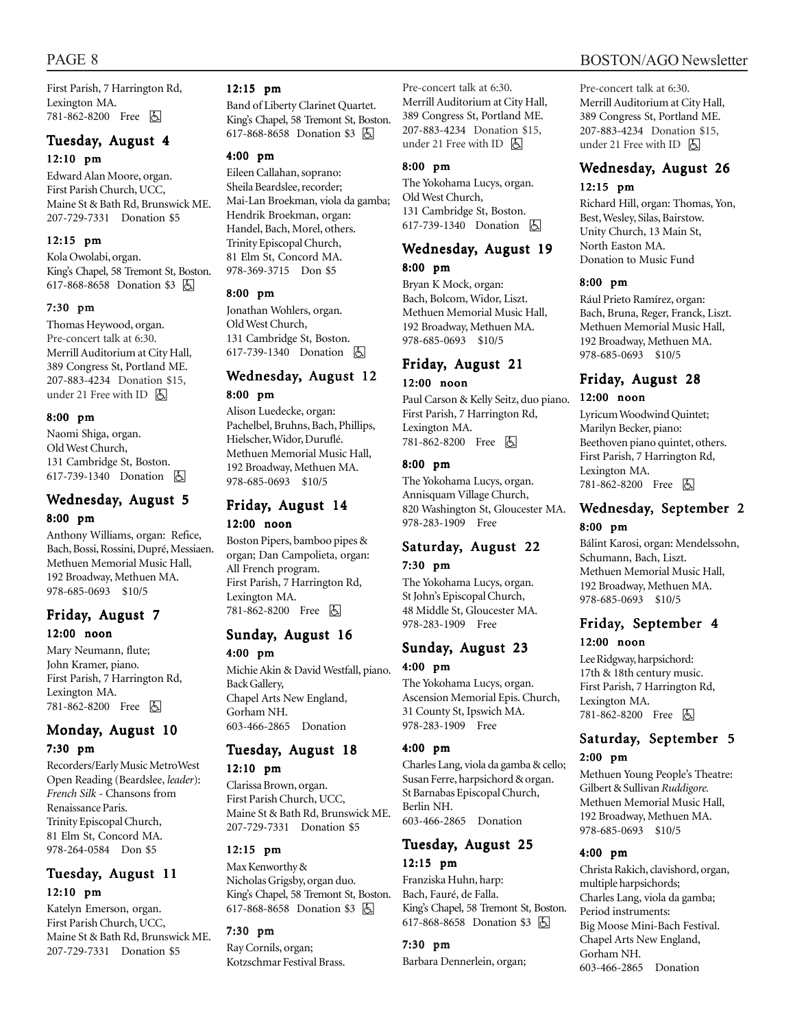First Parish, 7 Harrington Rd,
Lexington MA.
781-862-8200 Free ♿

## Tuesday, August 4

### 12:10 pm

Edward Alan Moore, organ.
First Parish Church, UCC,
Maine St & Bath Rd, Brunswick ME.
207-729-7331 Donation $5

### 12:15 pm

Kola Owolabi, organ.
King's Chapel, 58 Tremont St, Boston.
617-868-8658 Donation $3 ♿

### 7:30 pm

Thomas Heywood, organ.
Pre-concert talk at 6:30.
Merrill Auditorium at City Hall,
389 Congress St, Portland ME.
207-883-4234 Donation $15,
under 21 Free with ID ♿

### 8:00 pm

Naomi Shiga, organ.
Old West Church,
131 Cambridge St, Boston.
617-739-1340 Donation ♿

## Wednesday, August 5

### 8:00 pm

Anthony Williams, organ: Refice, Bach, Bossi, Rossini, Dupré, Messiaen.
Methuen Memorial Music Hall,
192 Broadway, Methuen MA.
978-685-0693 $10/5

## Friday, August 7

### 12:00 noon

Mary Neumann, flute;
John Kramer, piano.
First Parish, 7 Harrington Rd,
Lexington MA.
781-862-8200 Free ♿

## Monday, August 10

### 7:30 pm

Recorders/Early Music MetroWest Open Reading (Beardslee, *leader*): *French Silk* - Chansons from Renaissance Paris.
Trinity Episcopal Church,
81 Elm St, Concord MA.
978-264-0584 Don $5

## Tuesday, August 11

### 12:10 pm

Katelyn Emerson, organ.
First Parish Church, UCC,
Maine St & Bath Rd, Brunswick ME.
207-729-7331 Donation $5

### 12:15 pm

Band of Liberty Clarinet Quartet.
King's Chapel, 58 Tremont St, Boston.
617-868-8658 Donation $3 ♿

### 4:00 pm

Eileen Callahan, soprano:
Sheila Beardslee, recorder;
Mai-Lan Broekman, viola da gamba;
Hendrik Broekman, organ:
Handel, Bach, Morel, others.
Trinity Episcopal Church,
81 Elm St, Concord MA.
978-369-3715 Don $5

### 8:00 pm

Jonathan Wohlers, organ.
Old West Church,
131 Cambridge St, Boston.
617-739-1340 Donation ♿

## Wednesday, August 12

### 8:00 pm

Alison Luedecke, organ:
Pachelbel, Bruhns, Bach, Phillips, Hielscher, Widor, Duruflé.
Methuen Memorial Music Hall,
192 Broadway, Methuen MA.
978-685-0693 $10/5

## Friday, August 14

### 12:00 noon

Boston Pipers, bamboo pipes & organ; Dan Campolieta, organ:
All French program.
First Parish, 7 Harrington Rd,
Lexington MA.
781-862-8200 Free ♿

## Sunday, August 16

### 4:00 pm

Michie Akin & David Westfall, piano.
Back Gallery,
Chapel Arts New England,
Gorham NH.
603-466-2865 Donation

## Tuesday, August 18

### 12:10 pm

Clarissa Brown, organ.
First Parish Church, UCC,
Maine St & Bath Rd, Brunswick ME.
207-729-7331 Donation $5

### 12:15 pm

Max Kenworthy &
Nicholas Grigsby, organ duo.
King's Chapel, 58 Tremont St, Boston.
617-868-8658 Donation $3 ♿

### 7:30 pm

Ray Cornils, organ;
Kotzschmar Festival Brass.
Pre-concert talk at 6:30.
Merrill Auditorium at City Hall,
389 Congress St, Portland ME.
207-883-4234 Donation $15,
under 21 Free with ID ♿

### 8:00 pm

The Yokohama Lucys, organ.
Old West Church,
131 Cambridge St, Boston.
617-739-1340 Donation ♿

## Wednesday, August 19

### 8:00 pm

Bryan K Mock, organ:
Bach, Bolcom, Widor, Liszt.
Methuen Memorial Music Hall,
192 Broadway, Methuen MA.
978-685-0693 $10/5

## Friday, August 21

### 12:00 noon

Paul Carson & Kelly Seitz, duo piano.
First Parish, 7 Harrington Rd,
Lexington MA.
781-862-8200 Free ♿

### 8:00 pm

The Yokohama Lucys, organ.
Annisquam Village Church,
820 Washington St, Gloucester MA.
978-283-1909 Free

## Saturday, August 22

### 7:30 pm

The Yokohama Lucys, organ.
St John's Episcopal Church,
48 Middle St, Gloucester MA.
978-283-1909 Free

## Sunday, August 23

### 4:00 pm

The Yokohama Lucys, organ.
Ascension Memorial Epis. Church,
31 County St, Ipswich MA.
978-283-1909 Free

### 4:00 pm

Charles Lang, viola da gamba & cello;
Susan Ferre, harpsichord & organ.
St Barnabas Episcopal Church,
Berlin NH.
603-466-2865 Donation

## Tuesday, August 25

### 12:15 pm

Franziska Huhn, harp:
Bach, Fauré, de Falla.
King's Chapel, 58 Tremont St, Boston.
617-868-8658 Donation $3 ♿

### 7:30 pm

Barbara Dennerlein, organ;
Pre-concert talk at 6:30.
Merrill Auditorium at City Hall,
389 Congress St, Portland ME.
207-883-4234 Donation $15,
under 21 Free with ID ♿

## Wednesday, August 26

### 12:15 pm

Richard Hill, organ: Thomas, Yon, Best, Wesley, Silas, Bairstow.
Unity Church, 13 Main St,
North Easton MA.
Donation to Music Fund

### 8:00 pm

Rául Prieto Ramírez, organ:
Bach, Bruna, Reger, Franck, Liszt.
Methuen Memorial Music Hall,
192 Broadway, Methuen MA.
978-685-0693 $10/5

## Friday, August 28

### 12:00 noon

Lyricum Woodwind Quintet;
Marilyn Becker, piano:
Beethoven piano quintet, others.
First Parish, 7 Harrington Rd,
Lexington MA.
781-862-8200 Free ♿

## Wednesday, September 2

### 8:00 pm

Bálint Karosi, organ: Mendelssohn, Schumann, Bach, Liszt.
Methuen Memorial Music Hall,
192 Broadway, Methuen MA.
978-685-0693 $10/5

## Friday, September 4

### 12:00 noon

Lee Ridgway, harpsichord:
17th & 18th century music.
First Parish, 7 Harrington Rd,
Lexington MA.
781-862-8200 Free ♿

## Saturday, September 5

### 2:00 pm

Methuen Young People's Theatre:
Gilbert & Sullivan *Ruddigore.*
Methuen Memorial Music Hall,
192 Broadway, Methuen MA.
978-685-0693 $10/5

### 4:00 pm

Christa Rakich, clavishord, organ, multiple harpsichords;
Charles Lang, viola da gamba;
Period instruments:
Big Moose Mini-Bach Festival.
Chapel Arts New England,
Gorham NH.
603-466-2865 Donation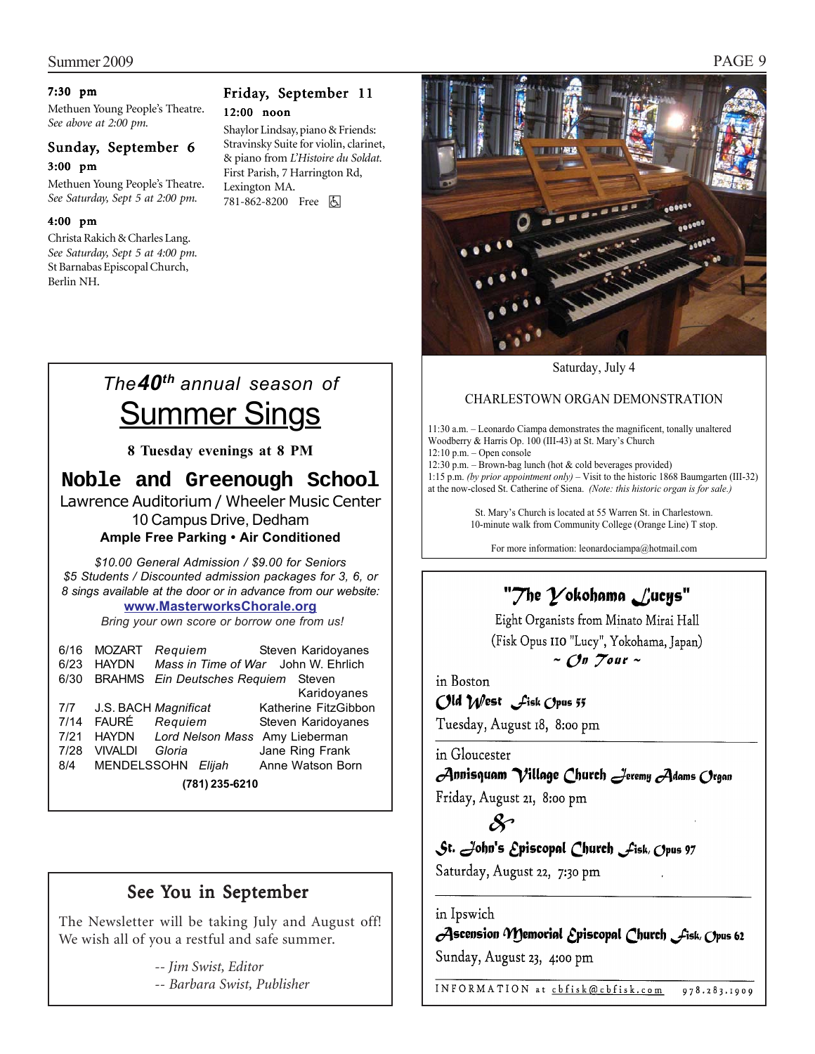**7:30 pm**

Methuen Young People's Theatre. *See above at 2:00 pm.*

### Sunday, September 6

**3:00 pm**

Methuen Young People's Theatre. *See Saturday, Sept 5 at 2:00 pm.*

**4:00 pm**

Christa Rakich & Charles Lang. *See Saturday, Sept 5 at 4:00 pm.* St Barnabas Episcopal Church, Berlin NH.

### Friday, September 11

**12:00 noon**

Shaylor Lindsay, piano & Friends: Stravinsky Suite for violin, clarinet, & piano from *L'Histoire du Soldat.* First Parish, 7 Harrington Rd, Lexington MA. 781-862-8200 Free ♿

---

*The **40th** annual season of*

## Summer Sings

**8 Tuesday evenings at 8 PM**

**Noble and Greenough School**

Lawrence Auditorium / Wheeler Music Center
10 Campus Drive, Dedham
**Ample Free Parking • Air Conditioned**

*$10.00 General Admission / $9.00 for Seniors*
*$5 Students / Discounted admission packages for 3, 6, or 8 sings available at the door or in advance from our website:*
**www.MasterworksChorale.org**
*Bring your own score or borrow one from us!*

| | | | |
|---|---|---|---|
| 6/16 | MOZART | *Requiem* | Steven Karidoyanes |
| 6/23 | HAYDN | *Mass in Time of War* | John W. Ehrlich |
| 6/30 | BRAHMS | *Ein Deutsches Requiem* | Steven Karidoyanes |
| 7/7 | J.S. BACH | *Magnificat* | Katherine FitzGibbon |
| 7/14 | FAURÉ | *Requiem* | Steven Karidoyanes |
| 7/21 | HAYDN | *Lord Nelson Mass* | Amy Lieberman |
| 7/28 | VIVALDI | *Gloria* | Jane Ring Frank |
| 8/4 | MENDELSSOHN | *Elijah* | Anne Watson Born |

**(781) 235-6210**

---

### See You in September

The Newsletter will be taking July and August off! We wish all of you a restful and safe summer.

*-- Jim Swist, Editor*
*-- Barbara Swist, Publisher*

---

Saturday, July 4

CHARLESTOWN ORGAN DEMONSTRATION

11:30 a.m. – Leonardo Ciampa demonstrates the magnificent, tonally unaltered Woodberry & Harris Op. 100 (III-43) at St. Mary's Church
12:10 p.m. – Open console
12:30 p.m. – Brown-bag lunch (hot & cold beverages provided)
1:15 p.m. *(by prior appointment only)* – Visit to the historic 1868 Baumgarten (III-32) at the now-closed St. Catherine of Siena. *(Note: this historic organ is for sale.)*

St. Mary's Church is located at 55 Warren St. in Charlestown.
10-minute walk from Community College (Orange Line) T stop.

For more information: leonardociampa@hotmail.com

---

## "The Yokohama Lucys"

Eight Organists from Minato Mirai Hall
(Fisk Opus 110 "Lucy", Yokohama, Japan)
~ On Tour ~

in Boston
**Old West** *Fisk Opus 55*
Tuesday, August 18, 8:00 pm

in Gloucester
**Annisquam Village Church** *Jeremy Adams Organ*
Friday, August 21, 8:00 pm

&

**St. John's Episcopal Church** *Fisk, Opus 97*
Saturday, August 22, 7:30 pm

in Ipswich
**Ascension Memorial Episcopal Church** *Fisk, Opus 62*
Sunday, August 23, 4:00 pm

INFORMATION at cbfisk@cbfisk.com 978.283.1909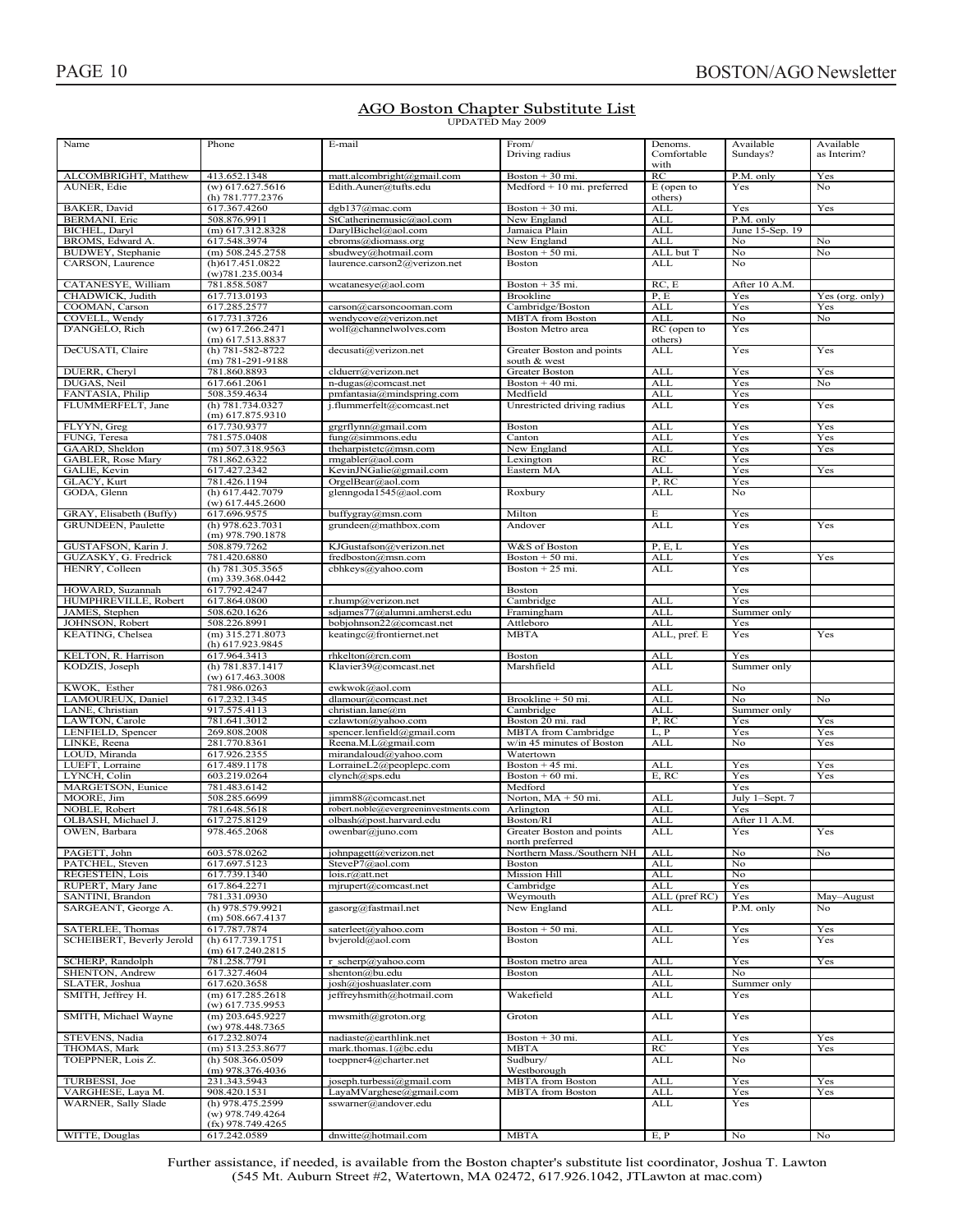## AGO Boston Chapter Substitute List

UPDATED May 2009

| Name | Phone | E-mail | From/ Driving radius | Denoms. Comfortable with | Available Sundays? | Available as Interim? |
|---|---|---|---|---|---|---|
| ALCOMBRIGHT, Matthew | 413.652.1348 | matt.alcombright@gmail.com | Boston + 30 mi. | RC | P.M. only | Yes |
| AUNER, Edie | (w) 617.627.5616 (h) 781.777.2376 | Edith.Auner@tufts.edu | Medford + 10 mi. preferred | E (open to others) | Yes | No |
| BAKER, David | 617.367.4260 | dgb137@mac.com | Boston + 30 mi. | ALL | Yes | Yes |
| BERMANI, Eric | 508.876.9911 | StCatherinemusic@aol.com | New England | ALL | P.M. only | |
| BICHEL, Daryl | (m) 617.312.8328 | DarylBichel@aol.com | Jamaica Plain | ALL | June 15-Sep. 19 | |
| BROMS, Edward A. | 617.548.3974 | ebroms@diomass.org | New England | ALL | No | No |
| BUDWEY, Stephanie | (m) 508.245.2758 | sbudwey@hotmail.com | Boston + 50 mi. | ALL but T | No | No |
| CARSON, Laurence | (h)617.451.0822 (w)781.235.0034 | laurence.carson2@verizon.net | Boston | ALL | No | |
| CATANESYE, William | 781.858.5087 | wcatanesye@aol.com | Boston + 35 mi. | RC, E | After 10 A.M. | |
| CHADWICK, Judith | 617.713.0193 | | Brookline | P, E | Yes | Yes (org. only) |
| COOMAN, Carson | 617.285.2577 | carson@carsoncooman.com | Cambridge/Boston | ALL | Yes | Yes |
| COVELL, Wendy | 617.731.3726 | wendycove@verizon.net | MBTA from Boston | ALL | No | No |
| D'ANGELO, Rich | (w) 617.266.2471 (m) 617.513.8837 | wolf@channelwolves.com | Boston Metro area | RC (open to others) | Yes | |
| DeCUSATI, Claire | (h) 781-582-8722 (m) 781-291-9188 | decusati@verizon.net | Greater Boston and points south & west | ALL | Yes | Yes |
| DUERR, Cheryl | 781.860.8893 | clduerr@verizon.net | Greater Boston | ALL | Yes | Yes |
| DUGAS, Neil | 617.661.2061 | n-dugas@comcast.net | Boston + 40 mi. | ALL | Yes | No |
| FANTASIA, Philip | 508.359.4634 | pmfantasia@mindspring.com | Medfield | ALL | Yes | |
| FLUMMERFELT, Jane | (h) 781.734.0327 (m) 617.875.9310 | j.flummerfelt@comcast.net | Unrestricted driving radius | ALL | Yes | Yes |
| FLYYN, Greg | 617.730.9377 | grgrflynn@gmail.com | Boston | ALL | Yes | Yes |
| FUNG, Teresa | 781.575.0408 | fung@simmons.edu | Canton | ALL | Yes | Yes |
| GAARD, Sheldon | (m) 507.318.9563 | theharpistetc@msn.com | New England | ALL | Yes | Yes |
| GABLER, Rose Mary | 781.862.6322 | rmgabler@aol.com | Lexington | RC | Yes | |
| GALIE, Kevin | 617.427.2342 | KevinJNGalie@gmail.com | Eastern MA | ALL | Yes | Yes |
| GLACY, Kurt | 781.426.1194 | OrgelBear@aol.com | | P, RC | Yes | |
| GODA, Glenn | (h) 617.442.7079 (w) 617.445.2600 | glenngoda1545@aol.com | Roxbury | ALL | No | |
| GRAY, Elisabeth (Buffy) | 617.696.9575 | buffygray@msn.com | Milton | E | Yes | |
| GRUNDEEN, Paulette | (h) 978.623.7031 (m) 978.790.1878 | grundeen@mathbox.com | Andover | ALL | Yes | Yes |
| GUSTAFSON, Karin J. | 508.879.7262 | KJGustafson@verizon.net | W&S of Boston | P, E, L | Yes | |
| GUZASKY, G. Fredrick | 781.420.6880 | fredboston@msn.com | Boston + 50 mi. | ALL | Yes | Yes |
| HENRY, Colleen | (h) 781.305.3565 (m) 339.368.0442 | cbhkeys@yahoo.com | Boston + 25 mi. | ALL | Yes | |
| HOWARD, Suzannah | 617.792.4247 | | Boston | | Yes | |
| HUMPHREVILLE, Robert | 617.864.0800 | r.hump@verizon.net | Cambridge | ALL | Yes | |
| JAMES, Stephen | 508.620.1626 | sdjames77@alumni.amherst.edu | Framingham | ALL | Summer only | |
| JOHNSON, Robert | 508.226.8991 | bobjohnson22@comcast.net | Attleboro | ALL | Yes | |
| KEATING, Chelsea | (m) 315.271.8073 (h) 617.923.9845 | keatingc@frontiernet.net | MBTA | ALL, pref. E | Yes | Yes |
| KELTON, R. Harrison | 617.964.3413 | rhkelton@rcn.com | Boston | ALL | Yes | |
| KODZIS, Joseph | (h) 781.837.1417 (w) 617.463.3008 | Klavier39@comcast.net | Marshfield | ALL | Summer only | |
| KWOK, Esther | 781.986.0263 | ewkwok@aol.com | | ALL | No | |
| LAMOUREUX, Daniel | 617.232.1345 | dlamour@comcast.net | Brookline + 50 mi. | ALL | No | No |
| LANE, Christian | 917.575.4113 | christian.lane@m | Cambridge | ALL | Summer only | |
| LAWTON, Carole | 781.641.3012 | czlawton@yahoo.com | Boston 20 mi. rad | P, RC | Yes | Yes |
| LENFIELD, Spencer | 269.808.2008 | spencer.lenfield@gmail.com | MBTA from Cambridge | L, P | Yes | Yes |
| LINKE, Reena | 281.770.8361 | Reena.M.L@gmail.com | w/in 45 minutes of Boston | ALL | No | Yes |
| LOUD, Miranda | 617.926.2355 | mirandaloud@yahoo.com | Watertown | | | |
| LUEFT, Lorraine | 617.489.1178 | LorraineL2@peoplepc.com | Boston + 45 mi. | ALL | Yes | Yes |
| LYNCH, Colin | 603.219.0264 | clynch@sps.edu | Boston + 60 mi. | E, RC | Yes | Yes |
| MARGETSON, Eunice | 781.483.6142 | | Medford | | Yes | |
| MOORE, Jim | 508.285.6699 | jimm88@comcast.net | Norton, MA + 50 mi. | ALL | July 1–Sept. 7 | |
| NOBLE, Robert | 781.648.5618 | robert.noble@evergreeninvestments.com | Arlington | ALL | Yes | |
| OLBASH, Michael J. | 617.275.8129 | olbash@post.harvard.edu | Boston/RI | ALL | After 11 A.M. | |
| OWEN, Barbara | 978.465.2068 | owenbar@juno.com | Greater Boston and points north preferred | ALL | Yes | Yes |
| PAGETT, John | 603.578.0262 | johnpagett@verizon.net | Northern Mass./Southern NH | ALL | No | No |
| PATCHEL, Steven | 617.697.5123 | SteveP7@aol.com | Boston | ALL | No | |
| REGESTEIN, Lois | 617.739.1340 | lois.r@att.net | Mission Hill | ALL | No | |
| RUPERT, Mary Jane | 617.864.2271 | mjrupert@comcast.net | Cambridge | ALL | Yes | |
| SANTINI, Brandon | 781.331.0930 | | Weymouth | ALL (pref RC) | Yes | May–August |
| SARGEANT, George A. | (h) 978.579.9921 (m) 508.667.4137 | gasorg@fastmail.net | New England | ALL | P.M. only | No |
| SATERLEE, Thomas | 617.787.7874 | saterleet@yahoo.com | Boston + 50 mi. | ALL | Yes | Yes |
| SCHEIBERT, Beverly Jerold | (h) 617.739.1751 (m) 617.240.2815 | bvjerold@aol.com | Boston | ALL | Yes | Yes |
| SCHERP, Randolph | 781.258.7791 | r_scherp@yahoo.com | Boston metro area | ALL | Yes | Yes |
| SHENTON, Andrew | 617.327.4604 | shenton@bu.edu | Boston | ALL | No | |
| SLATER, Joshua | 617.620.3658 | josh@joshuaslater.com | | ALL | Summer only | |
| SMITH, Jeffrey H. | (m) 617.285.2618 (w) 617.735.9953 | jeffreyhsmith@hotmail.com | Wakefield | ALL | Yes | |
| SMITH, Michael Wayne | (m) 203.645.9227 (w) 978.448.7365 | mwsmith@groton.org | Groton | ALL | Yes | |
| STEVENS, Nadia | 617.232.8074 | nadiaste@earthlink.net | Boston + 30 mi. | ALL | Yes | Yes |
| THOMAS, Mark | (m) 513.253.8677 | mark.thomas.1@bc.edu | MBTA | RC | Yes | Yes |
| TOEPPNER, Lois Z. | (h) 508.366.0509 (m) 978.376.4036 | toeppner4@charter.net | Sudbury/ Westborough | ALL | No | |
| TURBESSI, Joe | 231.343.5943 | joseph.turbessi@gmail.com | MBTA from Boston | ALL | Yes | Yes |
| VARGHESE, Laya M. | 908.420.1531 | LayaMVarghese@gmail.com | MBTA from Boston | ALL | Yes | Yes |
| WARNER, Sally Slade | (h) 978.475.2599 (w) 978.749.4264 (fx) 978.749.4265 | sswarner@andover.edu | | ALL | Yes | |
| WITTE, Douglas | 617.242.0589 | dnwitte@hotmail.com | MBTA | E, P | No | No |

Further assistance, if needed, is available from the Boston chapter's substitute list coordinator, Joshua T. Lawton (545 Mt. Auburn Street #2, Watertown, MA 02472, 617.926.1042, JTLawton at mac.com)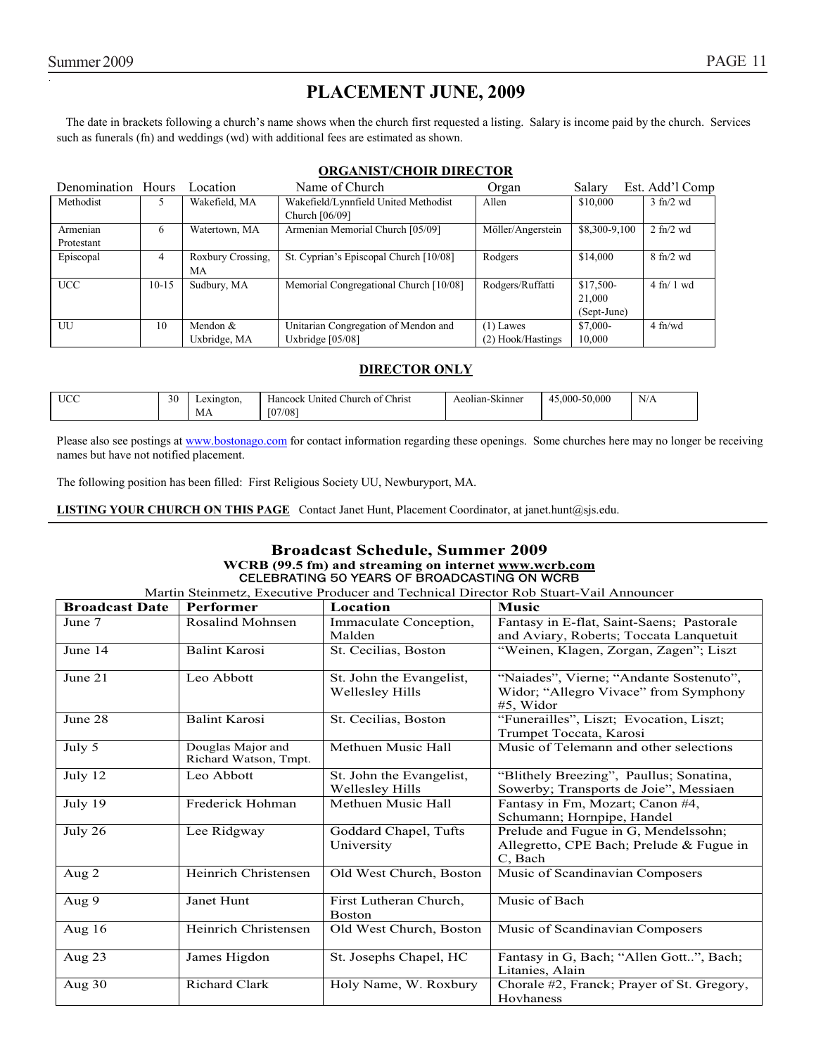# PLACEMENT JUNE, 2009

The date in brackets following a church's name shows when the church first requested a listing. Salary is income paid by the church. Services such as funerals (fn) and weddings (wd) with additional fees are estimated as shown.

## ORGANIST/CHOIR DIRECTOR

| Denomination | Hours | Location | Name of Church | Organ | Salary | Est. Add'l Comp |
|---|---|---|---|---|---|---|
| Methodist | 5 | Wakefield, MA | Wakefield/Lynnfield United Methodist Church [06/09] | Allen | $10,000 | 3 fn/2 wd |
| Armenian Protestant | 6 | Watertown, MA | Armenian Memorial Church [05/09] | Möller/Angerstein | $8,300-9,100 | 2 fn/2 wd |
| Episcopal | 4 | Roxbury Crossing, MA | St. Cyprian's Episcopal Church [10/08] | Rodgers | $14,000 | 8 fn/2 wd |
| UCC | 10-15 | Sudbury, MA | Memorial Congregational Church [10/08] | Rodgers/Ruffatti | $17,500-21,000 (Sept-June) | 4 fn/ 1 wd |
| UU | 10 | Mendon & Uxbridge, MA | Unitarian Congregation of Mendon and Uxbridge [05/08] | (1) Lawes (2) Hook/Hastings | $7,000-10,000 | 4 fn/wd |

## DIRECTOR ONLY

| | | | | | | |
|---|---|---|---|---|---|---|
| UCC | 30 | Lexington, MA | Hancock United Church of Christ [07/08] | Aeolian-Skinner | 45,000-50,000 | N/A |

Please also see postings at www.bostonago.com for contact information regarding these openings. Some churches here may no longer be receiving names but have not notified placement.

The following position has been filled: First Religious Society UU, Newburyport, MA.

**LISTING YOUR CHURCH ON THIS PAGE** Contact Janet Hunt, Placement Coordinator, at janet.hunt@sjs.edu.

## Broadcast Schedule, Summer 2009

**WCRB (99.5 fm) and streaming on internet www.wcrb.com**

CELEBRATING 50 YEARS OF BROADCASTING ON WCRB

Martin Steinmetz, Executive Producer and Technical Director Rob Stuart-Vail Announcer

| Broadcast Date | Performer | Location | Music |
|---|---|---|---|
| June 7 | Rosalind Mohnsen | Immaculate Conception, Malden | Fantasy in E-flat, Saint-Saens; Pastorale and Aviary, Roberts; Toccata Lanquetuit |
| June 14 | Balint Karosi | St. Cecilias, Boston | "Weinen, Klagen, Zorgan, Zagen"; Liszt |
| June 21 | Leo Abbott | St. John the Evangelist, Wellesley Hills | "Naiades", Vierne; "Andante Sostenuto", Widor; "Allegro Vivace" from Symphony #5, Widor |
| June 28 | Balint Karosi | St. Cecilias, Boston | "Funerailles", Liszt; Evocation, Liszt; Trumpet Toccata, Karosi |
| July 5 | Douglas Major and Richard Watson, Tmpt. | Methuen Music Hall | Music of Telemann and other selections |
| July 12 | Leo Abbott | St. John the Evangelist, Wellesley Hills | "Blithely Breezing", Paullus; Sonatina, Sowerby; Transports de Joie", Messiaen |
| July 19 | Frederick Hohman | Methuen Music Hall | Fantasy in Fm, Mozart; Canon #4, Schumann; Hornpipe, Handel |
| July 26 | Lee Ridgway | Goddard Chapel, Tufts University | Prelude and Fugue in G, Mendelssohn; Allegretto, CPE Bach; Prelude & Fugue in C, Bach |
| Aug 2 | Heinrich Christensen | Old West Church, Boston | Music of Scandinavian Composers |
| Aug 9 | Janet Hunt | First Lutheran Church, Boston | Music of Bach |
| Aug 16 | Heinrich Christensen | Old West Church, Boston | Music of Scandinavian Composers |
| Aug 23 | James Higdon | St. Josephs Chapel, HC | Fantasy in G, Bach; "Allen Gott..", Bach; Litanies, Alain |
| Aug 30 | Richard Clark | Holy Name, W. Roxbury | Chorale #2, Franck; Prayer of St. Gregory, Hovhaness |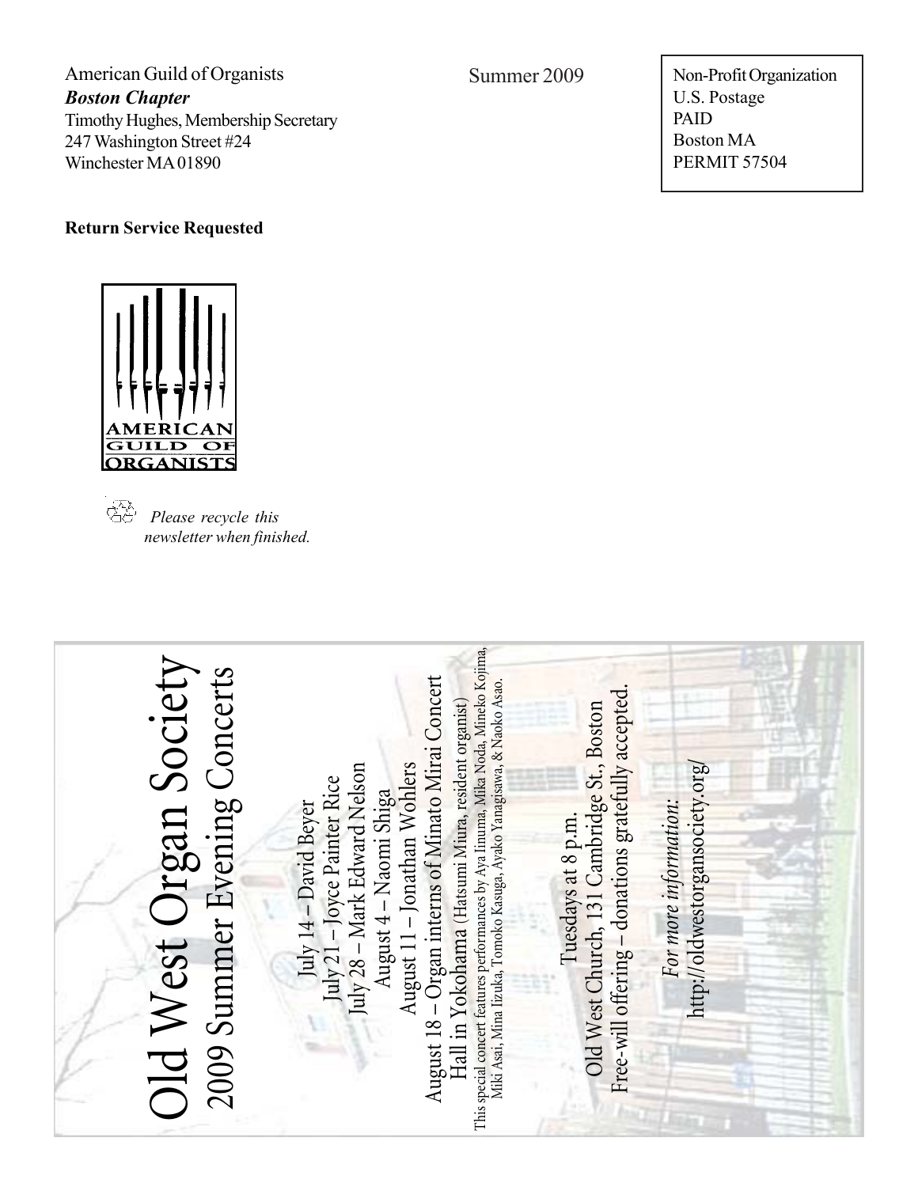American Guild of Organists
***Boston Chapter***
Timothy Hughes, Membership Secretary
247 Washington Street #24
Winchester MA 01890

Summer 2009

Non-Profit Organization
U.S. Postage
PAID
Boston MA
PERMIT 57504

**Return Service Requested**

AMERICAN GUILD OF ORGANISTS

*Please recycle this newsletter when finished.*

# Old West Organ Society
## 2009 Summer Evening Concerts

July 14 – David Beyer
July 21 – Joyce Painter Rice
July 28 – Mark Edward Nelson
August 4 – Naomi Shiga
August 11 – Jonathan Wohlers
August 18 – Organ interns of Minato Mirai Concert Hall in Yokohama (Hatsumi Miura, resident organist)
This special concert features performances by Aya Iinuma, Mika Noda, Mineko Kojima, Miki Asai, Mina Iizuka, Tomoko Kasuga, Ayako Yanagisawa, & Naoko Asao.

Tuesdays at 8 p.m.
Old West Church, 131 Cambridge St., Boston
Free-will offering – donations gratefully accepted.

*For more information:*
http://oldwestorgansociety.org/